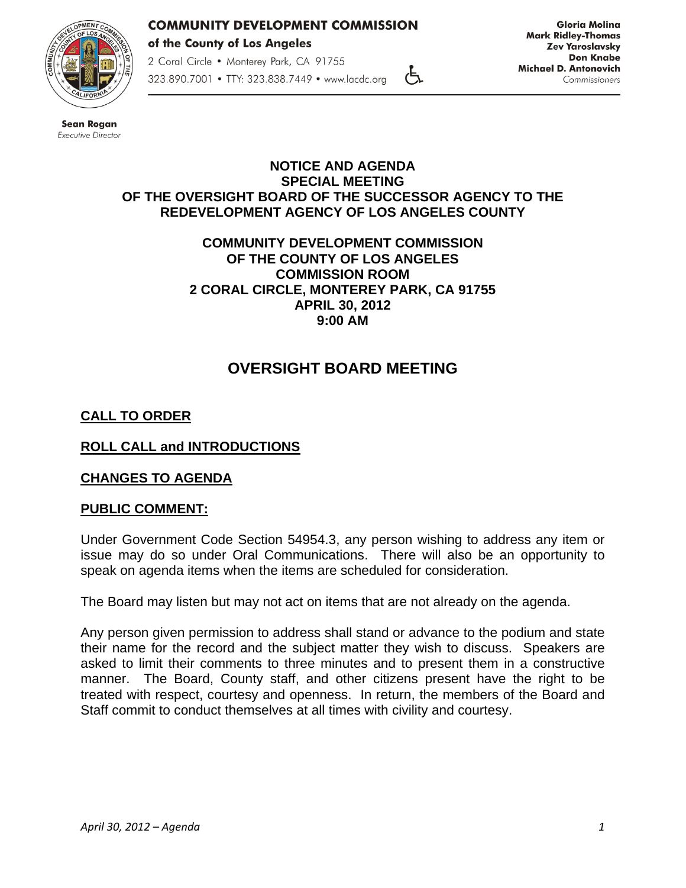**COMMUNITY DEVELOPMENT COMMISSION**

**of the County of Los Angeles**

2 Coral Circle • Monterey Park, CA 91755

323.890.7001 • TTY: 323.838.7449 • www.lacdc.org

**Gloria Molina**
**Mark Ridley-Thomas**
**Zev Yaroslavsky**
**Don Knabe**
**Michael D. Antonovich**
*Commissioners*

**Sean Rogan**
*Executive Director*

**NOTICE AND AGENDA**
**SPECIAL MEETING**
**OF THE OVERSIGHT BOARD OF THE SUCCESSOR AGENCY TO THE REDEVELOPMENT AGENCY OF LOS ANGELES COUNTY**

**COMMUNITY DEVELOPMENT COMMISSION**
**OF THE COUNTY OF LOS ANGELES**
**COMMISSION ROOM**
**2 CORAL CIRCLE, MONTEREY PARK, CA 91755**
**APRIL 30, 2012**
**9:00 AM**

# OVERSIGHT BOARD MEETING

## CALL TO ORDER

## ROLL CALL and INTRODUCTIONS

## CHANGES TO AGENDA

## PUBLIC COMMENT:

Under Government Code Section 54954.3, any person wishing to address any item or issue may do so under Oral Communications. There will also be an opportunity to speak on agenda items when the items are scheduled for consideration.

The Board may listen but may not act on items that are not already on the agenda.

Any person given permission to address shall stand or advance to the podium and state their name for the record and the subject matter they wish to discuss. Speakers are asked to limit their comments to three minutes and to present them in a constructive manner. The Board, County staff, and other citizens present have the right to be treated with respect, courtesy and openness. In return, the members of the Board and Staff commit to conduct themselves at all times with civility and courtesy.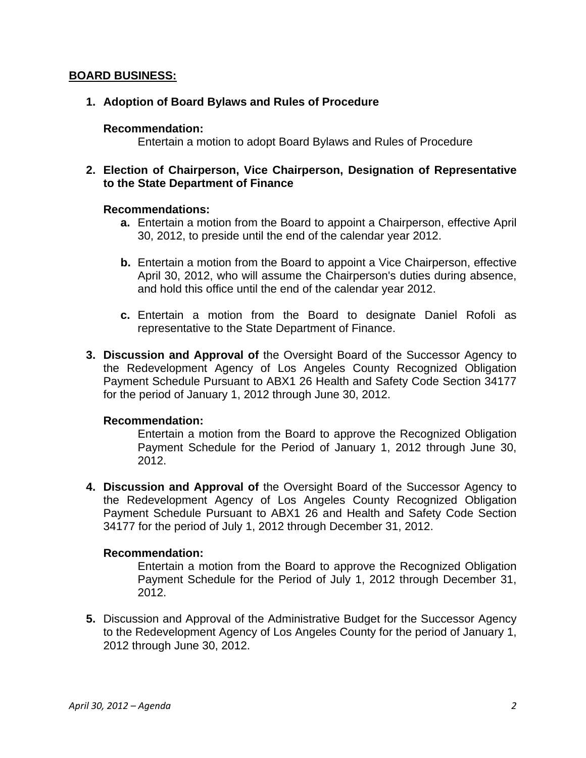**BOARD BUSINESS:**

1. **Adoption of Board Bylaws and Rules of Procedure**

   **Recommendation:**
   Entertain a motion to adopt Board Bylaws and Rules of Procedure

2. **Election of Chairperson, Vice Chairperson, Designation of Representative to the State Department of Finance**

   **Recommendations:**
   - **a.** Entertain a motion from the Board to appoint a Chairperson, effective April 30, 2012, to preside until the end of the calendar year 2012.
   - **b.** Entertain a motion from the Board to appoint a Vice Chairperson, effective April 30, 2012, who will assume the Chairperson's duties during absence, and hold this office until the end of the calendar year 2012.
   - **c.** Entertain a motion from the Board to designate Daniel Rofoli as representative to the State Department of Finance.

3. **Discussion and Approval of** the Oversight Board of the Successor Agency to the Redevelopment Agency of Los Angeles County Recognized Obligation Payment Schedule Pursuant to ABX1 26 Health and Safety Code Section 34177 for the period of January 1, 2012 through June 30, 2012.

   **Recommendation:**
   Entertain a motion from the Board to approve the Recognized Obligation Payment Schedule for the Period of January 1, 2012 through June 30, 2012.

4. **Discussion and Approval of** the Oversight Board of the Successor Agency to the Redevelopment Agency of Los Angeles County Recognized Obligation Payment Schedule Pursuant to ABX1 26 and Health and Safety Code Section 34177 for the period of July 1, 2012 through December 31, 2012.

   **Recommendation:**
   Entertain a motion from the Board to approve the Recognized Obligation Payment Schedule for the Period of July 1, 2012 through December 31, 2012.

5. Discussion and Approval of the Administrative Budget for the Successor Agency to the Redevelopment Agency of Los Angeles County for the period of January 1, 2012 through June 30, 2012.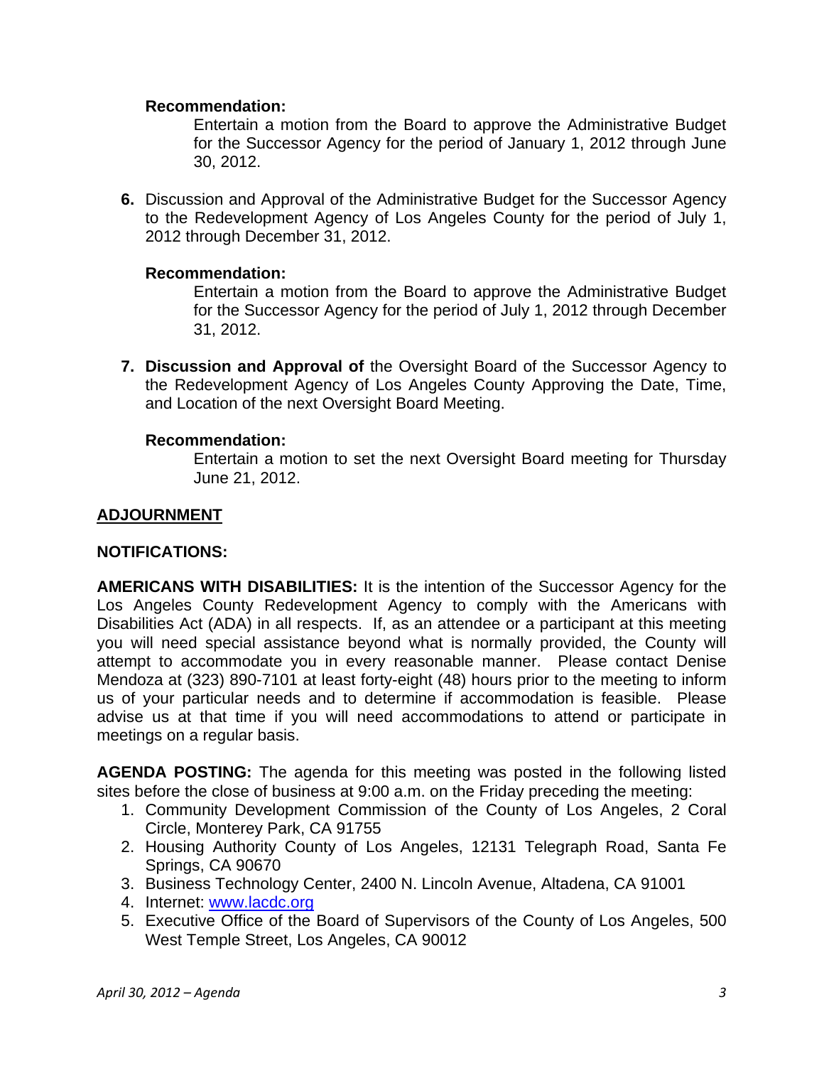**Recommendation:**

Entertain a motion from the Board to approve the Administrative Budget for the Successor Agency for the period of January 1, 2012 through June 30, 2012.

6. Discussion and Approval of the Administrative Budget for the Successor Agency to the Redevelopment Agency of Los Angeles County for the period of July 1, 2012 through December 31, 2012.

**Recommendation:**

Entertain a motion from the Board to approve the Administrative Budget for the Successor Agency for the period of July 1, 2012 through December 31, 2012.

7. **Discussion and Approval of** the Oversight Board of the Successor Agency to the Redevelopment Agency of Los Angeles County Approving the Date, Time, and Location of the next Oversight Board Meeting.

**Recommendation:**

Entertain a motion to set the next Oversight Board meeting for Thursday June 21, 2012.

**ADJOURNMENT**

**NOTIFICATIONS:**

**AMERICANS WITH DISABILITIES:** It is the intention of the Successor Agency for the Los Angeles County Redevelopment Agency to comply with the Americans with Disabilities Act (ADA) in all respects. If, as an attendee or a participant at this meeting you will need special assistance beyond what is normally provided, the County will attempt to accommodate you in every reasonable manner. Please contact Denise Mendoza at (323) 890-7101 at least forty-eight (48) hours prior to the meeting to inform us of your particular needs and to determine if accommodation is feasible. Please advise us at that time if you will need accommodations to attend or participate in meetings on a regular basis.

**AGENDA POSTING:** The agenda for this meeting was posted in the following listed sites before the close of business at 9:00 a.m. on the Friday preceding the meeting:

1. Community Development Commission of the County of Los Angeles, 2 Coral Circle, Monterey Park, CA 91755
2. Housing Authority County of Los Angeles, 12131 Telegraph Road, Santa Fe Springs, CA 90670
3. Business Technology Center, 2400 N. Lincoln Avenue, Altadena, CA 91001
4. Internet: www.lacdc.org
5. Executive Office of the Board of Supervisors of the County of Los Angeles, 500 West Temple Street, Los Angeles, CA 90012